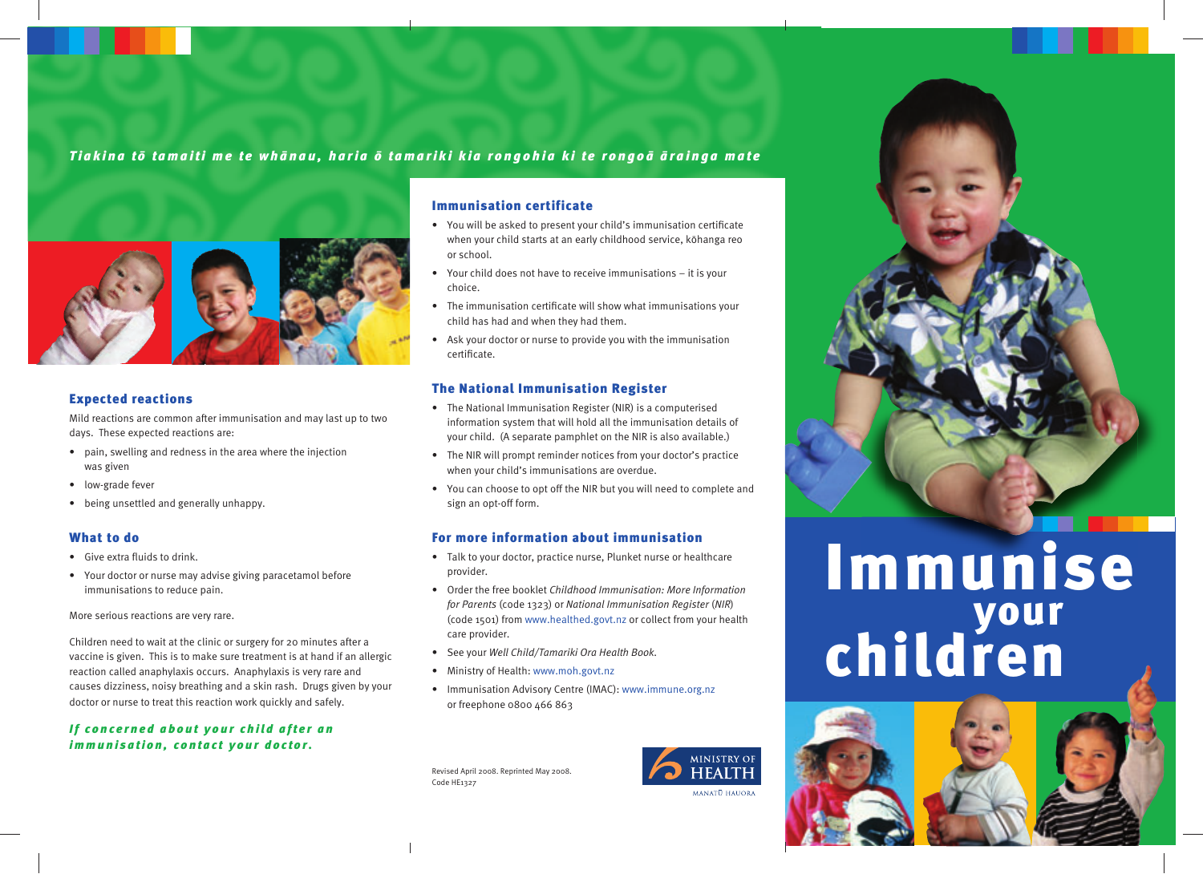*Tiakina tō tamaiti me te whānau, haria ō tamariki kia rongohia ki te rongoā āraiņga mate*

## Expected reactions

Mild reactions are common after immunisation and may last up to two days. These expected reactions are:

- pain, swelling and redness in the area where the injection was given
- low-grade fever
- being unsettled and generally unhappy.

## What to do

- Give extra fluids to drink.
- Your doctor or nurse may advise giving paracetamol before immunisations to reduce pain.

More serious reactions are very rare.

Children need to wait at the clinic or surgery for 20 minutes after a vaccine is given. This is to make sure treatment is at hand if an allergic reaction called anaphylaxis occurs. Anaphylaxis is very rare and causes dizziness, noisy breathing and a skin rash. Drugs given by your doctor or nurse to treat this reaction work quickly and safely.

***If concerned about your child after an immunisation, contact your doctor.***

## Immunisation certificate

- You will be asked to present your child's immunisation certificate when your child starts at an early childhood service, kōhanga reo or school.
- Your child does not have to receive immunisations – it is your choice.
- The immunisation certificate will show what immunisations your child has had and when they had them.
- Ask your doctor or nurse to provide you with the immunisation certificate.

## The National Immunisation Register

- The National Immunisation Register (NIR) is a computerised information system that will hold all the immunisation details of your child. (A separate pamphlet on the NIR is also available.)
- The NIR will prompt reminder notices from your doctor's practice when your child's immunisations are overdue.
- You can choose to opt off the NIR but you will need to complete and sign an opt-off form.

## For more information about immunisation

- Talk to your doctor, practice nurse, Plunket nurse or healthcare provider.
- Order the free booklet *Childhood Immunisation: More Information for Parents* (code 1323) or *National Immunisation Register* (*NIR*) (code 1501) from www.healthed.govt.nz or collect from your health care provider.
- See your *Well Child/Tamariki Ora Health Book*.
- Ministry of Health: www.moh.govt.nz
- Immunisation Advisory Centre (IMAC): www.immune.org.nz or freephone 0800 466 863

Revised April 2008. Reprinted May 2008.
Code HE1327

MINISTRY OF HEALTH
MANATŪ HAUORA

# Immunise your children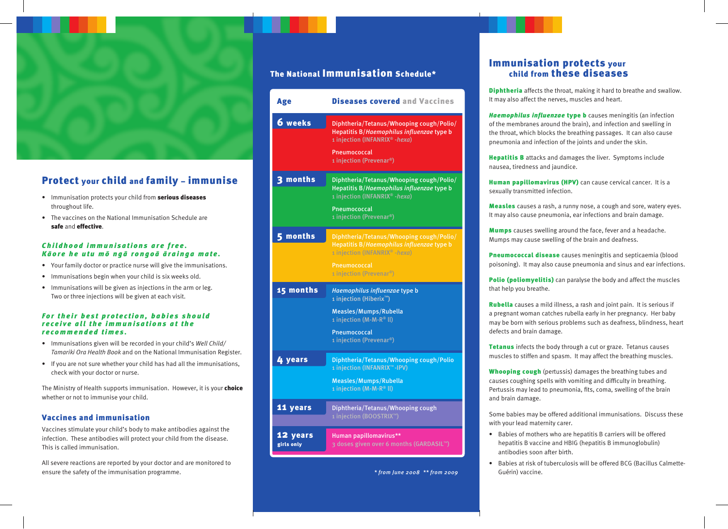## Protect your child and family – immunise

- Immunisation protects your child from **serious diseases** throughout life.
- The vaccines on the National Immunisation Schedule are **safe** and **effective**.

### *Childhood immunisations are free. Kāore he utu mō ngā rongoā āraina mate.*

- Your family doctor or practice nurse will give the immunisations.
- Immunisations begin when your child is six weeks old.
- Immunisations will be given as injections in the arm or leg. Two or three injections will be given at each visit.

### *For their best protection, babies should receive all the immunisations at the recommended times.*

- Immunisations given will be recorded in your child's *Well Child/ Tamariki Ora Health Book* and on the National Immunisation Register.
- If you are not sure whether your child has had all the immunisations, check with your doctor or nurse.

The Ministry of Health supports immunisation. However, it is your **choice** whether or not to immunise your child.

### Vaccines and immunisation

Vaccines stimulate your child's body to make antibodies against the infection. These antibodies will protect your child from the disease. This is called immunisation.

All severe reactions are reported by your doctor and are monitored to ensure the safety of the immunisation programme.

## The National Immunisation Schedule*

| Age | Diseases covered and Vaccines |
|---|---|
| **6 weeks** | Diphtheria/Tetanus/Whooping cough/Polio/ Hepatitis B/*Haemophilus influenzae* type b<br>1 injection (INFANRIX® -*hexa*)<br>Pneumococcal<br>1 injection (Prevenar®) |
| **3 months** | Diphtheria/Tetanus/Whooping cough/Polio/ Hepatitis B/*Haemophilus influenzae* type b<br>1 injection (INFANRIX® -*hexa*)<br>Pneumococcal<br>1 injection (Prevenar®) |
| **5 months** | Diphtheria/Tetanus/Whooping cough/Polio/ Hepatitis B/*Haemophilus influenzae* type b<br>1 injection (INFANRIX® -*hexa*)<br>Pneumococcal<br>1 injection (Prevenar®) |
| **15 months** | *Haemophilus influenzae* type b<br>1 injection (Hiberix™)<br>Measles/Mumps/Rubella<br>1 injection (M-M-R® II)<br>Pneumococcal<br>1 injection (Prevenar®) |
| **4 years** | Diphtheria/Tetanus/Whooping cough/Polio<br>1 injection (INFANRIX™-IPV)<br>Measles/Mumps/Rubella<br>1 injection (M-M-R® II) |
| **11 years** | Diphtheria/Tetanus/Whooping cough<br>1 injection (BOOSTRIX™) |
| **12 years** girls only | Human papillomavirus**<br>3 doses given over 6 months (GARDASIL™) |

*\* from June 2008 \*\* from 2009*

## Immunisation protects your child from these diseases

**Diphtheria** affects the throat, making it hard to breathe and swallow. It may also affect the nerves, muscles and heart.

***Haemophilus influenzae* type b** causes meningitis (an infection of the membranes around the brain), and infection and swelling in the throat, which blocks the breathing passages. It can also cause pneumonia and infection of the joints and under the skin.

**Hepatitis B** attacks and damages the liver. Symptoms include nausea, tiredness and jaundice.

**Human papillomavirus (HPV)** can cause cervical cancer. It is a sexually transmitted infection.

**Measles** causes a rash, a runny nose, a cough and sore, watery eyes. It may also cause pneumonia, ear infections and brain damage.

**Mumps** causes swelling around the face, fever and a headache. Mumps may cause swelling of the brain and deafness.

**Pneumococcal disease** causes meningitis and septicaemia (blood poisoning). It may also cause pneumonia and sinus and ear infections.

**Polio (poliomyelitis)** can paralyse the body and affect the muscles that help you breathe.

**Rubella** causes a mild illness, a rash and joint pain. It is serious if a pregnant woman catches rubella early in her pregnancy. Her baby may be born with serious problems such as deafness, blindness, heart defects and brain damage.

**Tetanus** infects the body through a cut or graze. Tetanus causes muscles to stiffen and spasm. It may affect the breathing muscles.

**Whooping cough** (pertussis) damages the breathing tubes and causes coughing spells with vomiting and difficulty in breathing. Pertussis may lead to pneumonia, fits, coma, swelling of the brain and brain damage.

Some babies may be offered additional immunisations. Discuss these with your lead maternity carer.

- Babies of mothers who are hepatitis B carriers will be offered hepatitis B vaccine and HBIG (hepatitis B immunoglobulin) antibodies soon after birth.
- Babies at risk of tuberculosis will be offered BCG (Bacillus Calmette-Guérin) vaccine.